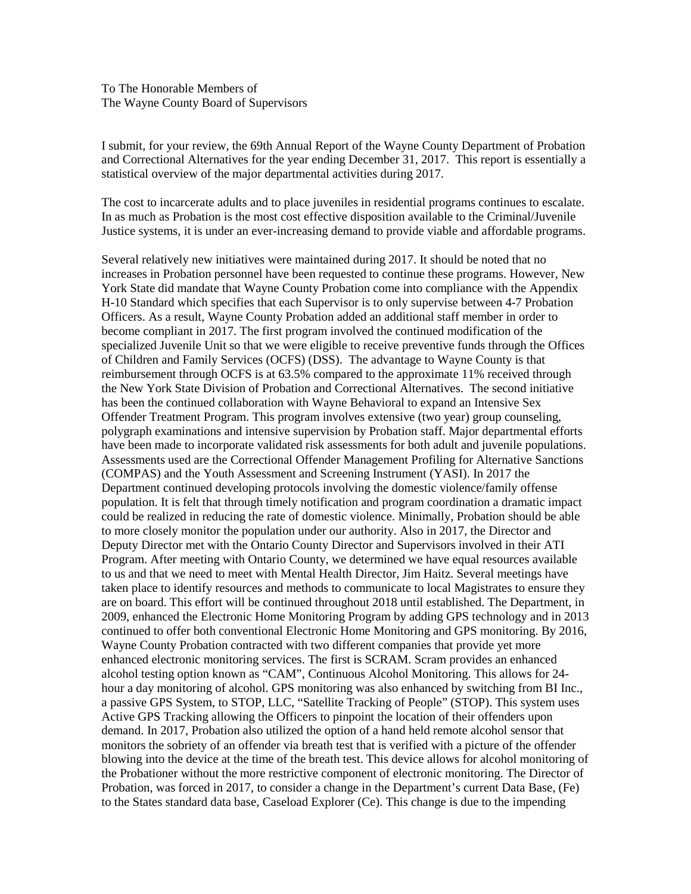To The Honorable Members of
The Wayne County Board of Supervisors

I submit, for your review, the 69th Annual Report of the Wayne County Department of Probation and Correctional Alternatives for the year ending December 31, 2017. This report is essentially a statistical overview of the major departmental activities during 2017.

The cost to incarcerate adults and to place juveniles in residential programs continues to escalate. In as much as Probation is the most cost effective disposition available to the Criminal/Juvenile Justice systems, it is under an ever-increasing demand to provide viable and affordable programs.

Several relatively new initiatives were maintained during 2017. It should be noted that no increases in Probation personnel have been requested to continue these programs. However, New York State did mandate that Wayne County Probation come into compliance with the Appendix H-10 Standard which specifies that each Supervisor is to only supervise between 4-7 Probation Officers. As a result, Wayne County Probation added an additional staff member in order to become compliant in 2017. The first program involved the continued modification of the specialized Juvenile Unit so that we were eligible to receive preventive funds through the Offices of Children and Family Services (OCFS) (DSS). The advantage to Wayne County is that reimbursement through OCFS is at 63.5% compared to the approximate 11% received through the New York State Division of Probation and Correctional Alternatives. The second initiative has been the continued collaboration with Wayne Behavioral to expand an Intensive Sex Offender Treatment Program. This program involves extensive (two year) group counseling, polygraph examinations and intensive supervision by Probation staff. Major departmental efforts have been made to incorporate validated risk assessments for both adult and juvenile populations. Assessments used are the Correctional Offender Management Profiling for Alternative Sanctions (COMPAS) and the Youth Assessment and Screening Instrument (YASI). In 2017 the Department continued developing protocols involving the domestic violence/family offense population. It is felt that through timely notification and program coordination a dramatic impact could be realized in reducing the rate of domestic violence. Minimally, Probation should be able to more closely monitor the population under our authority. Also in 2017, the Director and Deputy Director met with the Ontario County Director and Supervisors involved in their ATI Program. After meeting with Ontario County, we determined we have equal resources available to us and that we need to meet with Mental Health Director, Jim Haitz. Several meetings have taken place to identify resources and methods to communicate to local Magistrates to ensure they are on board. This effort will be continued throughout 2018 until established. The Department, in 2009, enhanced the Electronic Home Monitoring Program by adding GPS technology and in 2013 continued to offer both conventional Electronic Home Monitoring and GPS monitoring. By 2016, Wayne County Probation contracted with two different companies that provide yet more enhanced electronic monitoring services. The first is SCRAM. Scram provides an enhanced alcohol testing option known as "CAM", Continuous Alcohol Monitoring. This allows for 24-hour a day monitoring of alcohol. GPS monitoring was also enhanced by switching from BI Inc., a passive GPS System, to STOP, LLC, "Satellite Tracking of People" (STOP). This system uses Active GPS Tracking allowing the Officers to pinpoint the location of their offenders upon demand. In 2017, Probation also utilized the option of a hand held remote alcohol sensor that monitors the sobriety of an offender via breath test that is verified with a picture of the offender blowing into the device at the time of the breath test. This device allows for alcohol monitoring of the Probationer without the more restrictive component of electronic monitoring. The Director of Probation, was forced in 2017, to consider a change in the Department's current Data Base, (Fe) to the States standard data base, Caseload Explorer (Ce). This change is due to the impending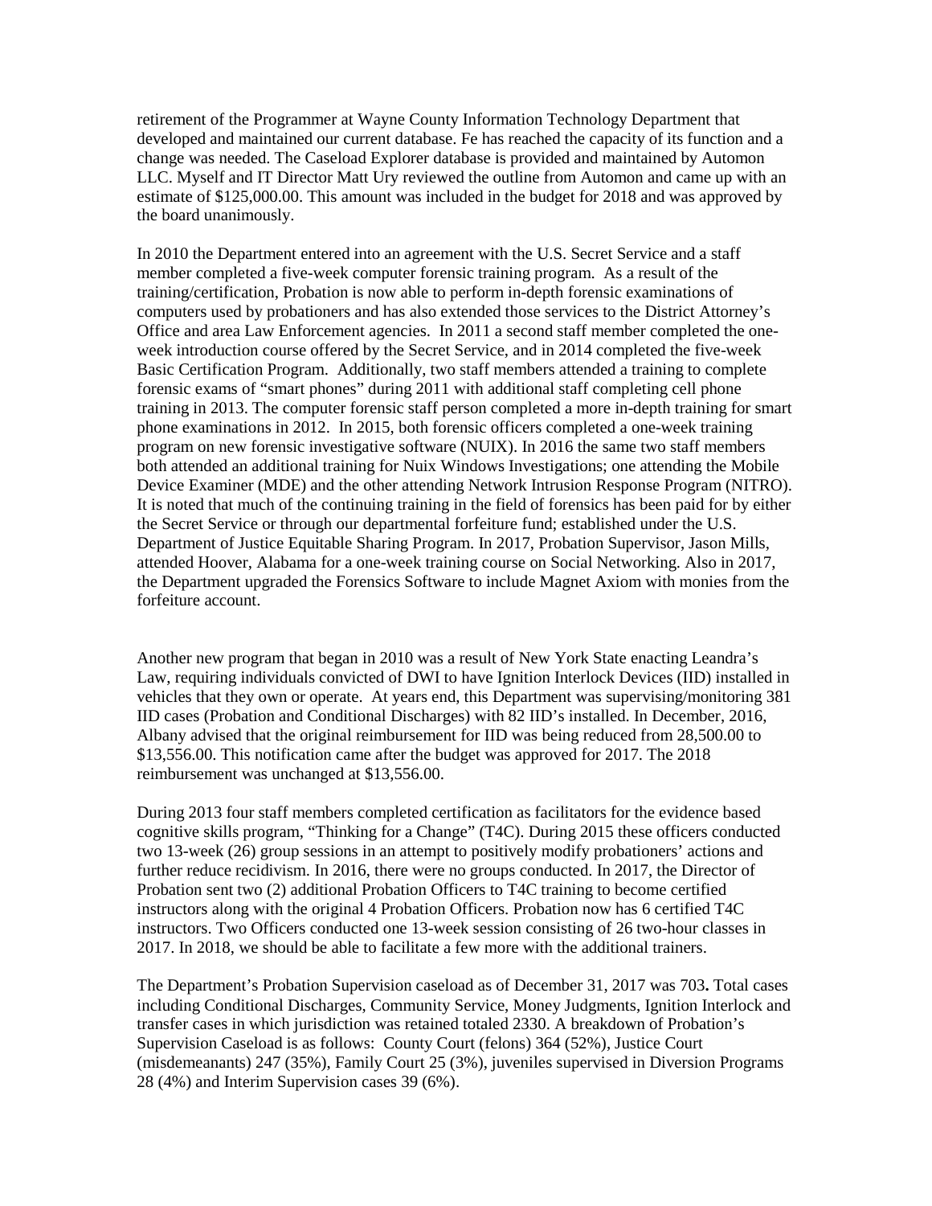retirement of the Programmer at Wayne County Information Technology Department that developed and maintained our current database. Fe has reached the capacity of its function and a change was needed. The Caseload Explorer database is provided and maintained by Automon LLC. Myself and IT Director Matt Ury reviewed the outline from Automon and came up with an estimate of $125,000.00. This amount was included in the budget for 2018 and was approved by the board unanimously.

In 2010 the Department entered into an agreement with the U.S. Secret Service and a staff member completed a five-week computer forensic training program. As a result of the training/certification, Probation is now able to perform in-depth forensic examinations of computers used by probationers and has also extended those services to the District Attorney's Office and area Law Enforcement agencies. In 2011 a second staff member completed the one-week introduction course offered by the Secret Service, and in 2014 completed the five-week Basic Certification Program. Additionally, two staff members attended a training to complete forensic exams of "smart phones" during 2011 with additional staff completing cell phone training in 2013. The computer forensic staff person completed a more in-depth training for smart phone examinations in 2012. In 2015, both forensic officers completed a one-week training program on new forensic investigative software (NUIX). In 2016 the same two staff members both attended an additional training for Nuix Windows Investigations; one attending the Mobile Device Examiner (MDE) and the other attending Network Intrusion Response Program (NITRO). It is noted that much of the continuing training in the field of forensics has been paid for by either the Secret Service or through our departmental forfeiture fund; established under the U.S. Department of Justice Equitable Sharing Program. In 2017, Probation Supervisor, Jason Mills, attended Hoover, Alabama for a one-week training course on Social Networking. Also in 2017, the Department upgraded the Forensics Software to include Magnet Axiom with monies from the forfeiture account.

Another new program that began in 2010 was a result of New York State enacting Leandra's Law, requiring individuals convicted of DWI to have Ignition Interlock Devices (IID) installed in vehicles that they own or operate. At years end, this Department was supervising/monitoring 381 IID cases (Probation and Conditional Discharges) with 82 IID's installed. In December, 2016, Albany advised that the original reimbursement for IID was being reduced from 28,500.00 to $13,556.00. This notification came after the budget was approved for 2017. The 2018 reimbursement was unchanged at $13,556.00.

During 2013 four staff members completed certification as facilitators for the evidence based cognitive skills program, "Thinking for a Change" (T4C). During 2015 these officers conducted two 13-week (26) group sessions in an attempt to positively modify probationers' actions and further reduce recidivism. In 2016, there were no groups conducted. In 2017, the Director of Probation sent two (2) additional Probation Officers to T4C training to become certified instructors along with the original 4 Probation Officers. Probation now has 6 certified T4C instructors. Two Officers conducted one 13-week session consisting of 26 two-hour classes in 2017. In 2018, we should be able to facilitate a few more with the additional trainers.

The Department's Probation Supervision caseload as of December 31, 2017 was 703**.** Total cases including Conditional Discharges, Community Service, Money Judgments, Ignition Interlock and transfer cases in which jurisdiction was retained totaled 2330. A breakdown of Probation's Supervision Caseload is as follows: County Court (felons) 364 (52%), Justice Court (misdemeanants) 247 (35%), Family Court 25 (3%), juveniles supervised in Diversion Programs 28 (4%) and Interim Supervision cases 39 (6%).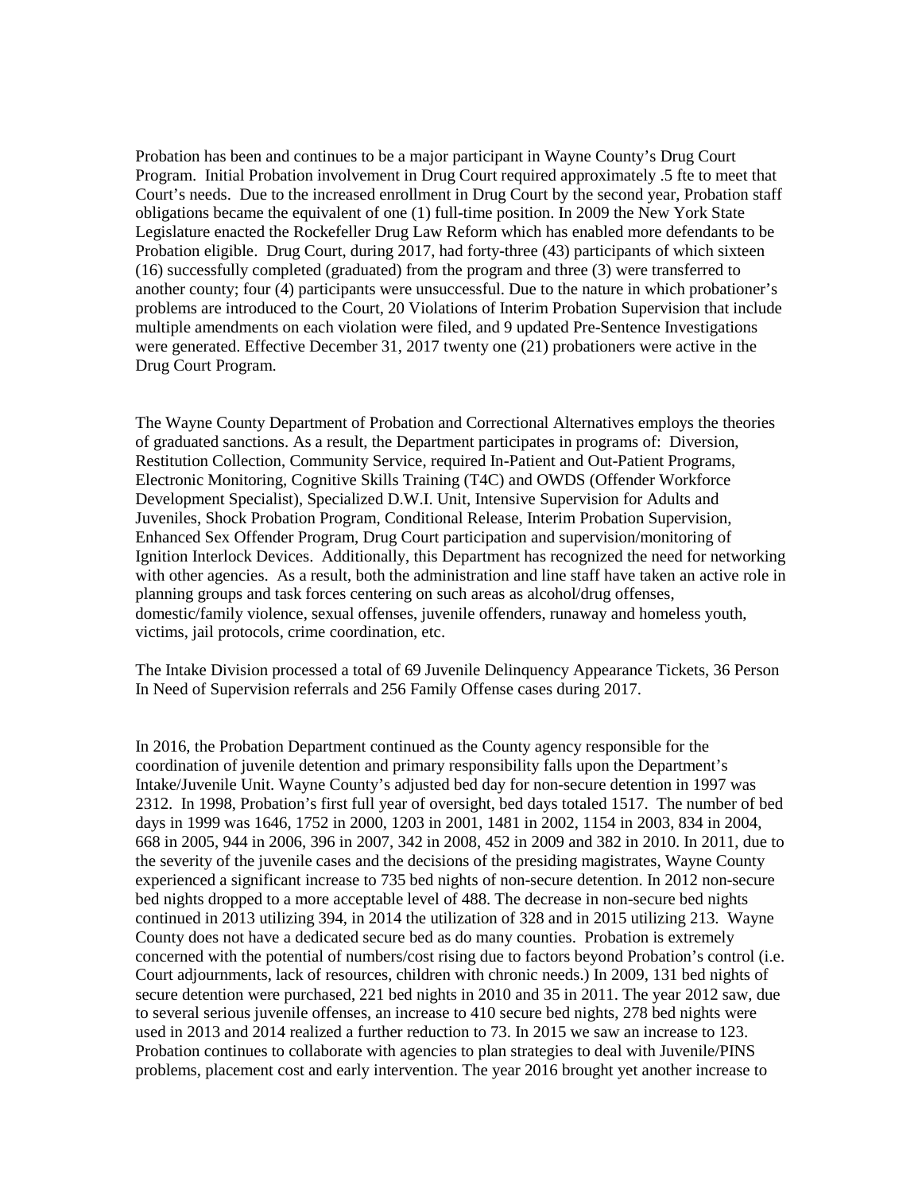Probation has been and continues to be a major participant in Wayne County's Drug Court Program. Initial Probation involvement in Drug Court required approximately .5 fte to meet that Court's needs. Due to the increased enrollment in Drug Court by the second year, Probation staff obligations became the equivalent of one (1) full-time position. In 2009 the New York State Legislature enacted the Rockefeller Drug Law Reform which has enabled more defendants to be Probation eligible. Drug Court, during 2017, had forty-three (43) participants of which sixteen (16) successfully completed (graduated) from the program and three (3) were transferred to another county; four (4) participants were unsuccessful. Due to the nature in which probationer's problems are introduced to the Court, 20 Violations of Interim Probation Supervision that include multiple amendments on each violation were filed, and 9 updated Pre-Sentence Investigations were generated. Effective December 31, 2017 twenty one (21) probationers were active in the Drug Court Program.

The Wayne County Department of Probation and Correctional Alternatives employs the theories of graduated sanctions. As a result, the Department participates in programs of: Diversion, Restitution Collection, Community Service, required In-Patient and Out-Patient Programs, Electronic Monitoring, Cognitive Skills Training (T4C) and OWDS (Offender Workforce Development Specialist), Specialized D.W.I. Unit, Intensive Supervision for Adults and Juveniles, Shock Probation Program, Conditional Release, Interim Probation Supervision, Enhanced Sex Offender Program, Drug Court participation and supervision/monitoring of Ignition Interlock Devices. Additionally, this Department has recognized the need for networking with other agencies. As a result, both the administration and line staff have taken an active role in planning groups and task forces centering on such areas as alcohol/drug offenses, domestic/family violence, sexual offenses, juvenile offenders, runaway and homeless youth, victims, jail protocols, crime coordination, etc.

The Intake Division processed a total of 69 Juvenile Delinquency Appearance Tickets, 36 Person In Need of Supervision referrals and 256 Family Offense cases during 2017.

In 2016, the Probation Department continued as the County agency responsible for the coordination of juvenile detention and primary responsibility falls upon the Department's Intake/Juvenile Unit. Wayne County's adjusted bed day for non-secure detention in 1997 was 2312. In 1998, Probation's first full year of oversight, bed days totaled 1517. The number of bed days in 1999 was 1646, 1752 in 2000, 1203 in 2001, 1481 in 2002, 1154 in 2003, 834 in 2004, 668 in 2005, 944 in 2006, 396 in 2007, 342 in 2008, 452 in 2009 and 382 in 2010. In 2011, due to the severity of the juvenile cases and the decisions of the presiding magistrates, Wayne County experienced a significant increase to 735 bed nights of non-secure detention. In 2012 non-secure bed nights dropped to a more acceptable level of 488. The decrease in non-secure bed nights continued in 2013 utilizing 394, in 2014 the utilization of 328 and in 2015 utilizing 213. Wayne County does not have a dedicated secure bed as do many counties. Probation is extremely concerned with the potential of numbers/cost rising due to factors beyond Probation's control (i.e. Court adjournments, lack of resources, children with chronic needs.) In 2009, 131 bed nights of secure detention were purchased, 221 bed nights in 2010 and 35 in 2011. The year 2012 saw, due to several serious juvenile offenses, an increase to 410 secure bed nights, 278 bed nights were used in 2013 and 2014 realized a further reduction to 73. In 2015 we saw an increase to 123. Probation continues to collaborate with agencies to plan strategies to deal with Juvenile/PINS problems, placement cost and early intervention. The year 2016 brought yet another increase to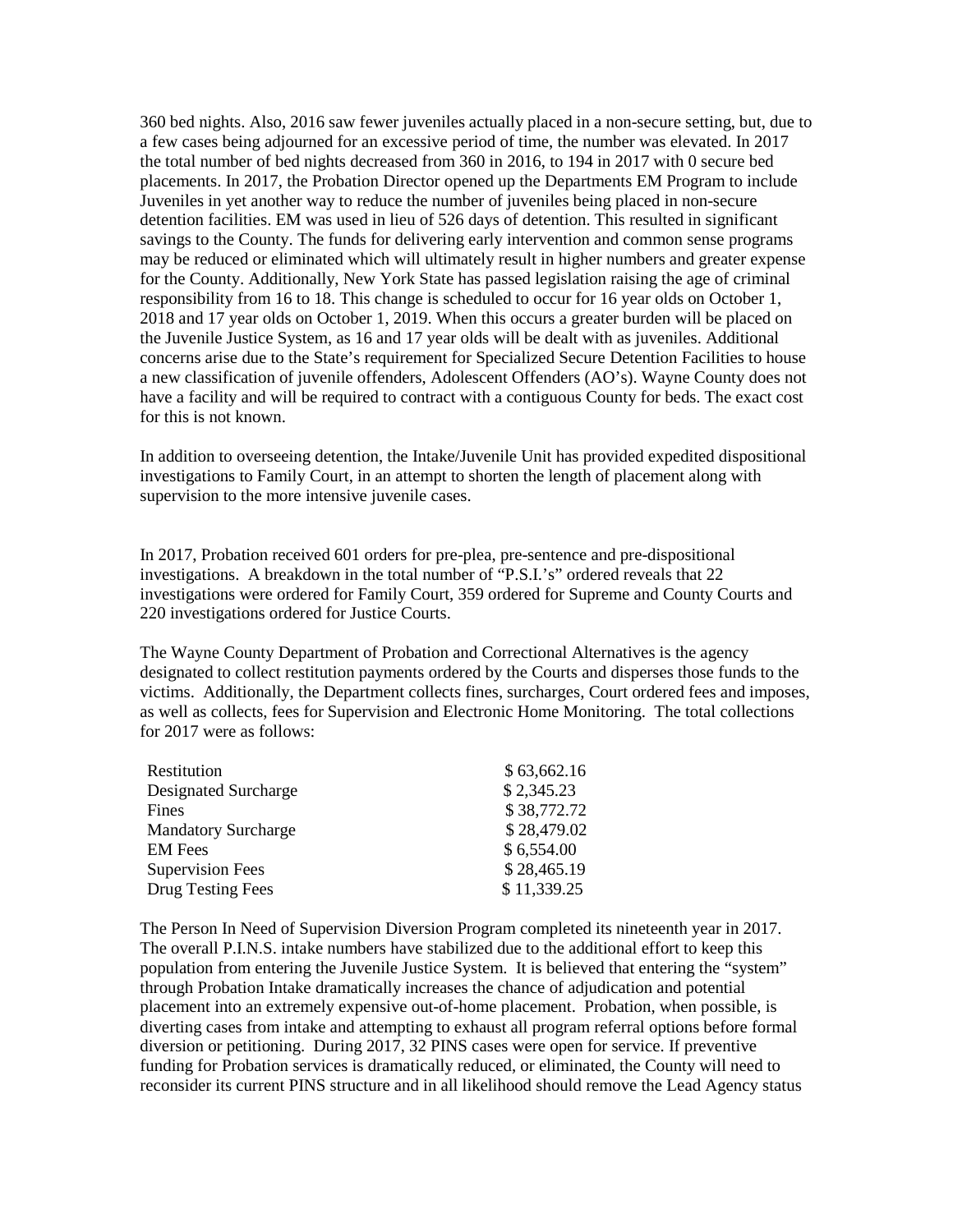360 bed nights. Also, 2016 saw fewer juveniles actually placed in a non-secure setting, but, due to a few cases being adjourned for an excessive period of time, the number was elevated. In 2017 the total number of bed nights decreased from 360 in 2016, to 194 in 2017 with 0 secure bed placements. In 2017, the Probation Director opened up the Departments EM Program to include Juveniles in yet another way to reduce the number of juveniles being placed in non-secure detention facilities. EM was used in lieu of 526 days of detention. This resulted in significant savings to the County. The funds for delivering early intervention and common sense programs may be reduced or eliminated which will ultimately result in higher numbers and greater expense for the County. Additionally, New York State has passed legislation raising the age of criminal responsibility from 16 to 18. This change is scheduled to occur for 16 year olds on October 1, 2018 and 17 year olds on October 1, 2019. When this occurs a greater burden will be placed on the Juvenile Justice System, as 16 and 17 year olds will be dealt with as juveniles. Additional concerns arise due to the State's requirement for Specialized Secure Detention Facilities to house a new classification of juvenile offenders, Adolescent Offenders (AO's). Wayne County does not have a facility and will be required to contract with a contiguous County for beds. The exact cost for this is not known.

In addition to overseeing detention, the Intake/Juvenile Unit has provided expedited dispositional investigations to Family Court, in an attempt to shorten the length of placement along with supervision to the more intensive juvenile cases.

In 2017, Probation received 601 orders for pre-plea, pre-sentence and pre-dispositional investigations. A breakdown in the total number of "P.S.I.'s" ordered reveals that 22 investigations were ordered for Family Court, 359 ordered for Supreme and County Courts and 220 investigations ordered for Justice Courts.

The Wayne County Department of Probation and Correctional Alternatives is the agency designated to collect restitution payments ordered by the Courts and disperses those funds to the victims. Additionally, the Department collects fines, surcharges, Court ordered fees and imposes, as well as collects, fees for Supervision and Electronic Home Monitoring. The total collections for 2017 were as follows:

| | |
|---|---|
| Restitution | $ 63,662.16 |
| Designated Surcharge | $ 2,345.23 |
| Fines | $ 38,772.72 |
| Mandatory Surcharge | $ 28,479.02 |
| EM Fees | $ 6,554.00 |
| Supervision Fees | $ 28,465.19 |
| Drug Testing Fees | $ 11,339.25 |

The Person In Need of Supervision Diversion Program completed its nineteenth year in 2017. The overall P.I.N.S. intake numbers have stabilized due to the additional effort to keep this population from entering the Juvenile Justice System. It is believed that entering the "system" through Probation Intake dramatically increases the chance of adjudication and potential placement into an extremely expensive out-of-home placement. Probation, when possible, is diverting cases from intake and attempting to exhaust all program referral options before formal diversion or petitioning. During 2017, 32 PINS cases were open for service. If preventive funding for Probation services is dramatically reduced, or eliminated, the County will need to reconsider its current PINS structure and in all likelihood should remove the Lead Agency status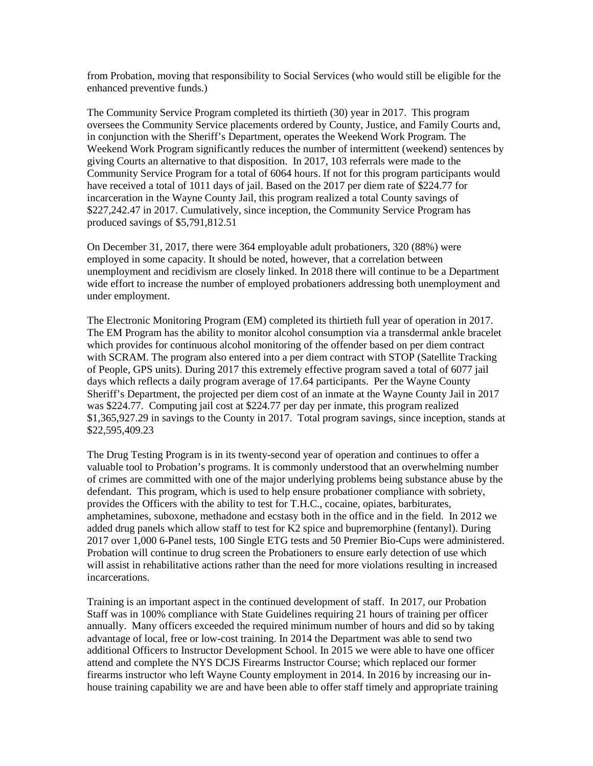from Probation, moving that responsibility to Social Services (who would still be eligible for the enhanced preventive funds.)

The Community Service Program completed its thirtieth (30) year in 2017. This program oversees the Community Service placements ordered by County, Justice, and Family Courts and, in conjunction with the Sheriff's Department, operates the Weekend Work Program. The Weekend Work Program significantly reduces the number of intermittent (weekend) sentences by giving Courts an alternative to that disposition. In 2017, 103 referrals were made to the Community Service Program for a total of 6064 hours. If not for this program participants would have received a total of 1011 days of jail. Based on the 2017 per diem rate of $224.77 for incarceration in the Wayne County Jail, this program realized a total County savings of $227,242.47 in 2017. Cumulatively, since inception, the Community Service Program has produced savings of $5,791,812.51

On December 31, 2017, there were 364 employable adult probationers, 320 (88%) were employed in some capacity. It should be noted, however, that a correlation between unemployment and recidivism are closely linked. In 2018 there will continue to be a Department wide effort to increase the number of employed probationers addressing both unemployment and under employment.

The Electronic Monitoring Program (EM) completed its thirtieth full year of operation in 2017. The EM Program has the ability to monitor alcohol consumption via a transdermal ankle bracelet which provides for continuous alcohol monitoring of the offender based on per diem contract with SCRAM. The program also entered into a per diem contract with STOP (Satellite Tracking of People, GPS units). During 2017 this extremely effective program saved a total of 6077 jail days which reflects a daily program average of 17.64 participants. Per the Wayne County Sheriff's Department, the projected per diem cost of an inmate at the Wayne County Jail in 2017 was $224.77. Computing jail cost at $224.77 per day per inmate, this program realized $1,365,927.29 in savings to the County in 2017. Total program savings, since inception, stands at $22,595,409.23

The Drug Testing Program is in its twenty-second year of operation and continues to offer a valuable tool to Probation's programs. It is commonly understood that an overwhelming number of crimes are committed with one of the major underlying problems being substance abuse by the defendant. This program, which is used to help ensure probationer compliance with sobriety, provides the Officers with the ability to test for T.H.C., cocaine, opiates, barbiturates, amphetamines, suboxone, methadone and ecstasy both in the office and in the field. In 2012 we added drug panels which allow staff to test for K2 spice and bupremorphine (fentanyl). During 2017 over 1,000 6-Panel tests, 100 Single ETG tests and 50 Premier Bio-Cups were administered. Probation will continue to drug screen the Probationers to ensure early detection of use which will assist in rehabilitative actions rather than the need for more violations resulting in increased incarcerations.

Training is an important aspect in the continued development of staff. In 2017, our Probation Staff was in 100% compliance with State Guidelines requiring 21 hours of training per officer annually. Many officers exceeded the required minimum number of hours and did so by taking advantage of local, free or low-cost training. In 2014 the Department was able to send two additional Officers to Instructor Development School. In 2015 we were able to have one officer attend and complete the NYS DCJS Firearms Instructor Course; which replaced our former firearms instructor who left Wayne County employment in 2014. In 2016 by increasing our in-house training capability we are and have been able to offer staff timely and appropriate training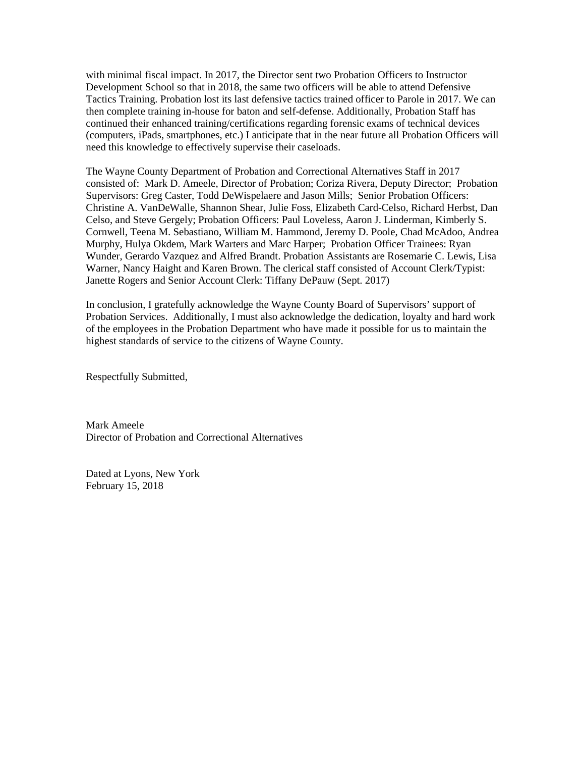with minimal fiscal impact. In 2017, the Director sent two Probation Officers to Instructor Development School so that in 2018, the same two officers will be able to attend Defensive Tactics Training. Probation lost its last defensive tactics trained officer to Parole in 2017. We can then complete training in-house for baton and self-defense. Additionally, Probation Staff has continued their enhanced training/certifications regarding forensic exams of technical devices (computers, iPads, smartphones, etc.) I anticipate that in the near future all Probation Officers will need this knowledge to effectively supervise their caseloads.

The Wayne County Department of Probation and Correctional Alternatives Staff in 2017 consisted of: Mark D. Ameele, Director of Probation; Coriza Rivera, Deputy Director; Probation Supervisors: Greg Caster, Todd DeWispelaere and Jason Mills; Senior Probation Officers: Christine A. VanDeWalle, Shannon Shear, Julie Foss, Elizabeth Card-Celso, Richard Herbst, Dan Celso, and Steve Gergely; Probation Officers: Paul Loveless, Aaron J. Linderman, Kimberly S. Cornwell, Teena M. Sebastiano, William M. Hammond, Jeremy D. Poole, Chad McAdoo, Andrea Murphy, Hulya Okdem, Mark Warters and Marc Harper; Probation Officer Trainees: Ryan Wunder, Gerardo Vazquez and Alfred Brandt. Probation Assistants are Rosemarie C. Lewis, Lisa Warner, Nancy Haight and Karen Brown. The clerical staff consisted of Account Clerk/Typist: Janette Rogers and Senior Account Clerk: Tiffany DePauw (Sept. 2017)

In conclusion, I gratefully acknowledge the Wayne County Board of Supervisors' support of Probation Services. Additionally, I must also acknowledge the dedication, loyalty and hard work of the employees in the Probation Department who have made it possible for us to maintain the highest standards of service to the citizens of Wayne County.

Respectfully Submitted,

Mark Ameele
Director of Probation and Correctional Alternatives

Dated at Lyons, New York
February 15, 2018